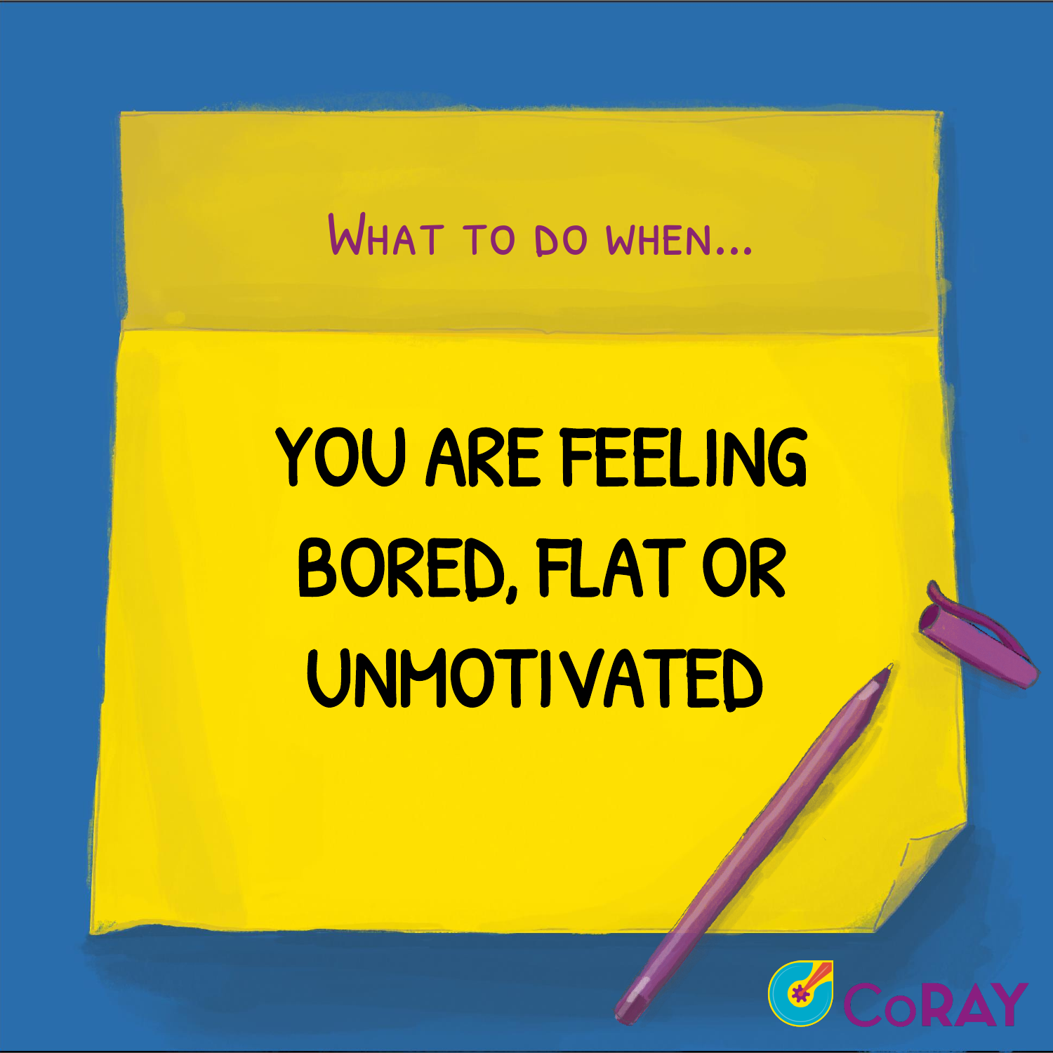What to do when...

# YOU ARE FEELING BORED, FLAT OR UNMOTIVATED

CoRAY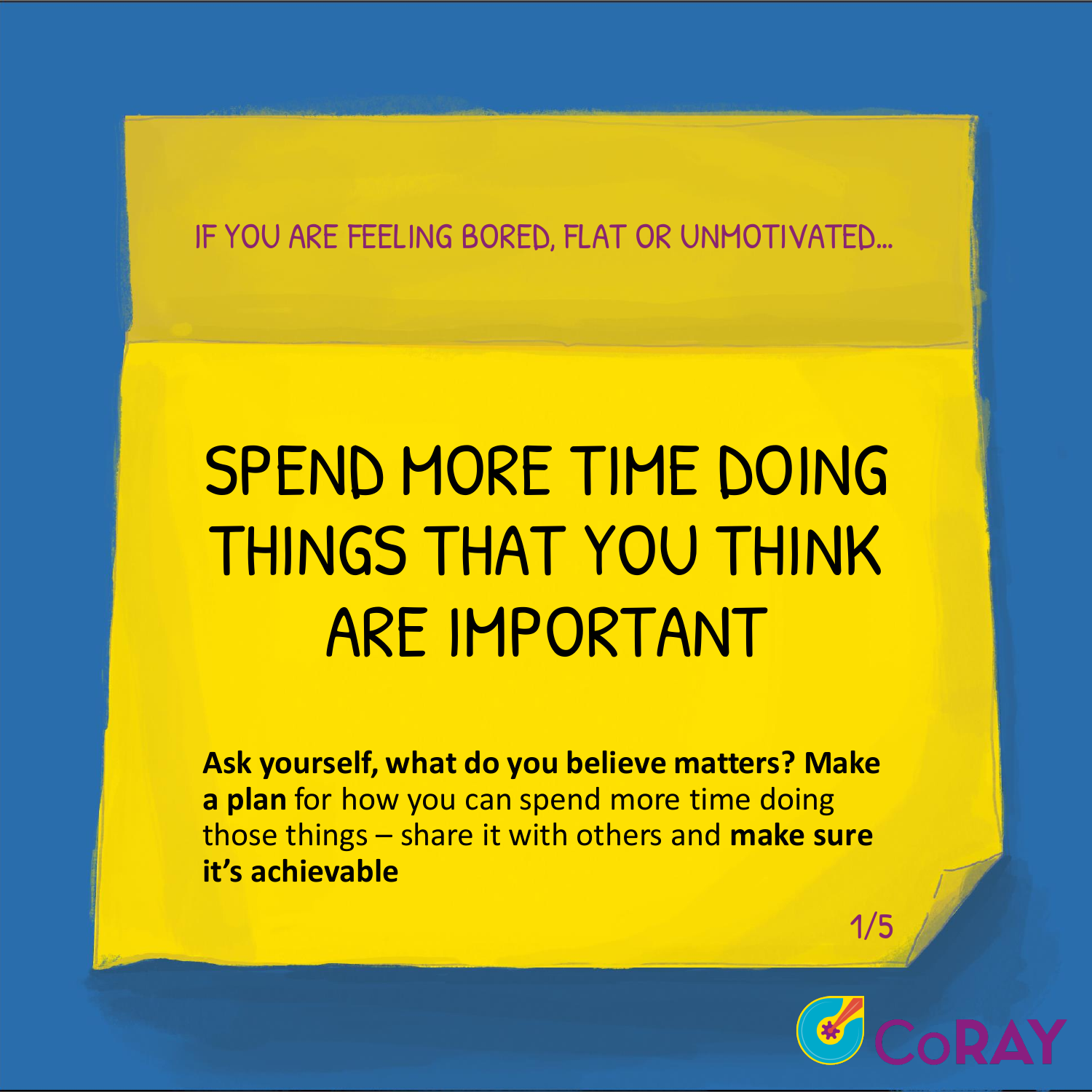IF YOU ARE FEELING BORED, FLAT OR UNMOTIVATED...

# SPEND MORE TIME DOING THINGS THAT YOU THINK ARE IMPORTANT

**Ask yourself, what do you believe matters? Make a plan** for how you can spend more time doing those things – share it with others and **make sure it's achievable**

CoRAY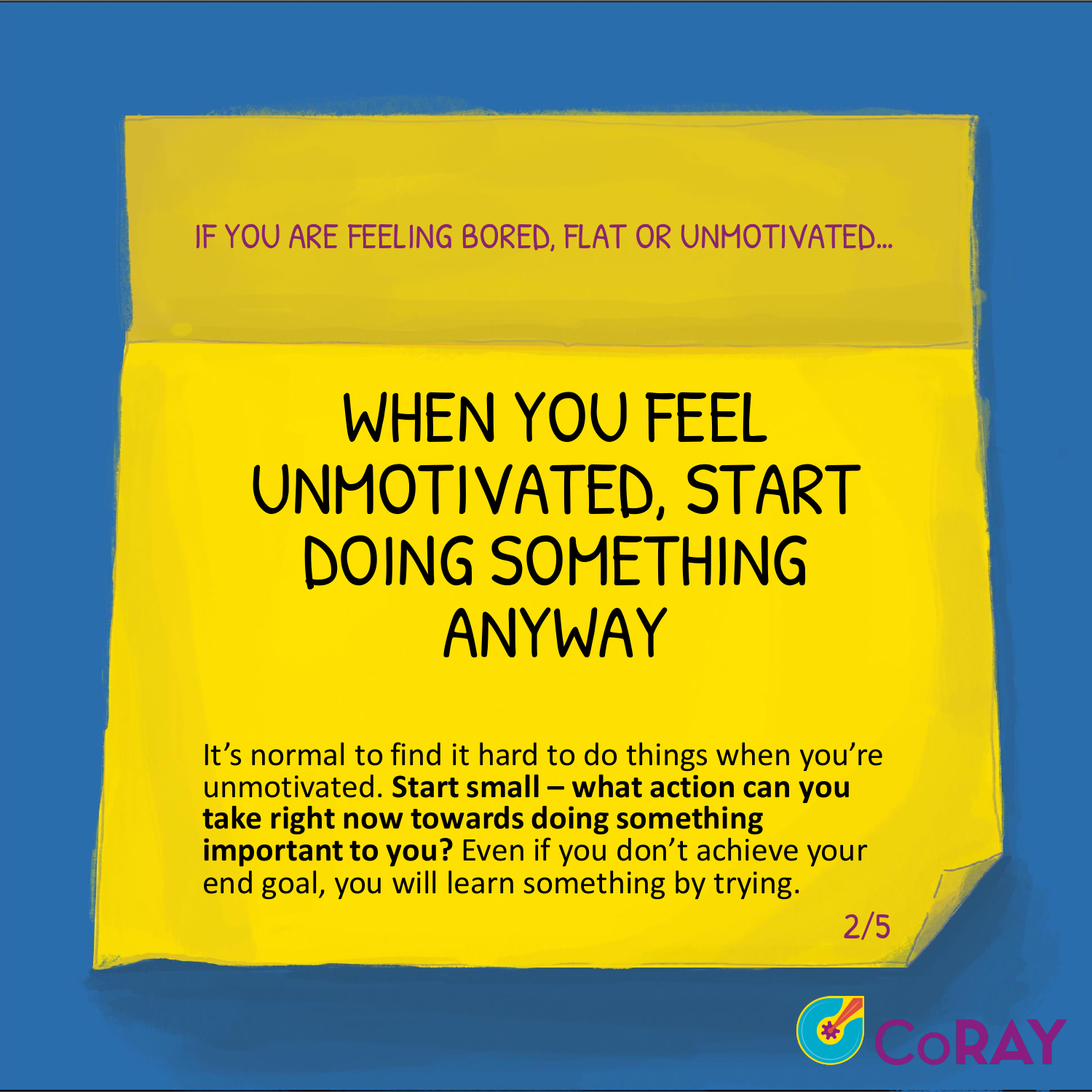IF YOU ARE FEELING BORED, FLAT OR UNMOTIVATED...

# WHEN YOU FEEL UNMOTIVATED, START DOING SOMETHING ANYWAY

It's normal to find it hard to do things when you're unmotivated. **Start small – what action can you take right now towards doing something important to you?** Even if you don't achieve your end goal, you will learn something by trying.

CoRAY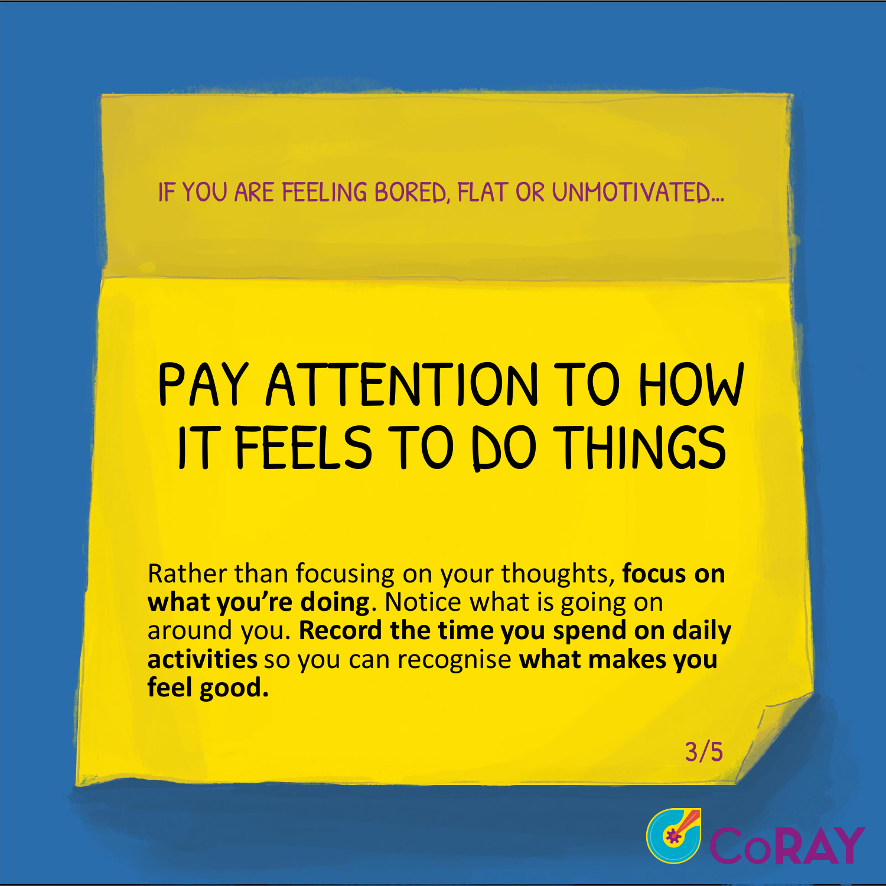IF YOU ARE FEELING BORED, FLAT OR UNMOTIVATED...

# PAY ATTENTION TO HOW IT FEELS TO DO THINGS

Rather than focusing on your thoughts, **focus on what you're doing**. Notice what is going on around you. **Record the time you spend on daily activities** so you can recognise **what makes you feel good.**

CoRAY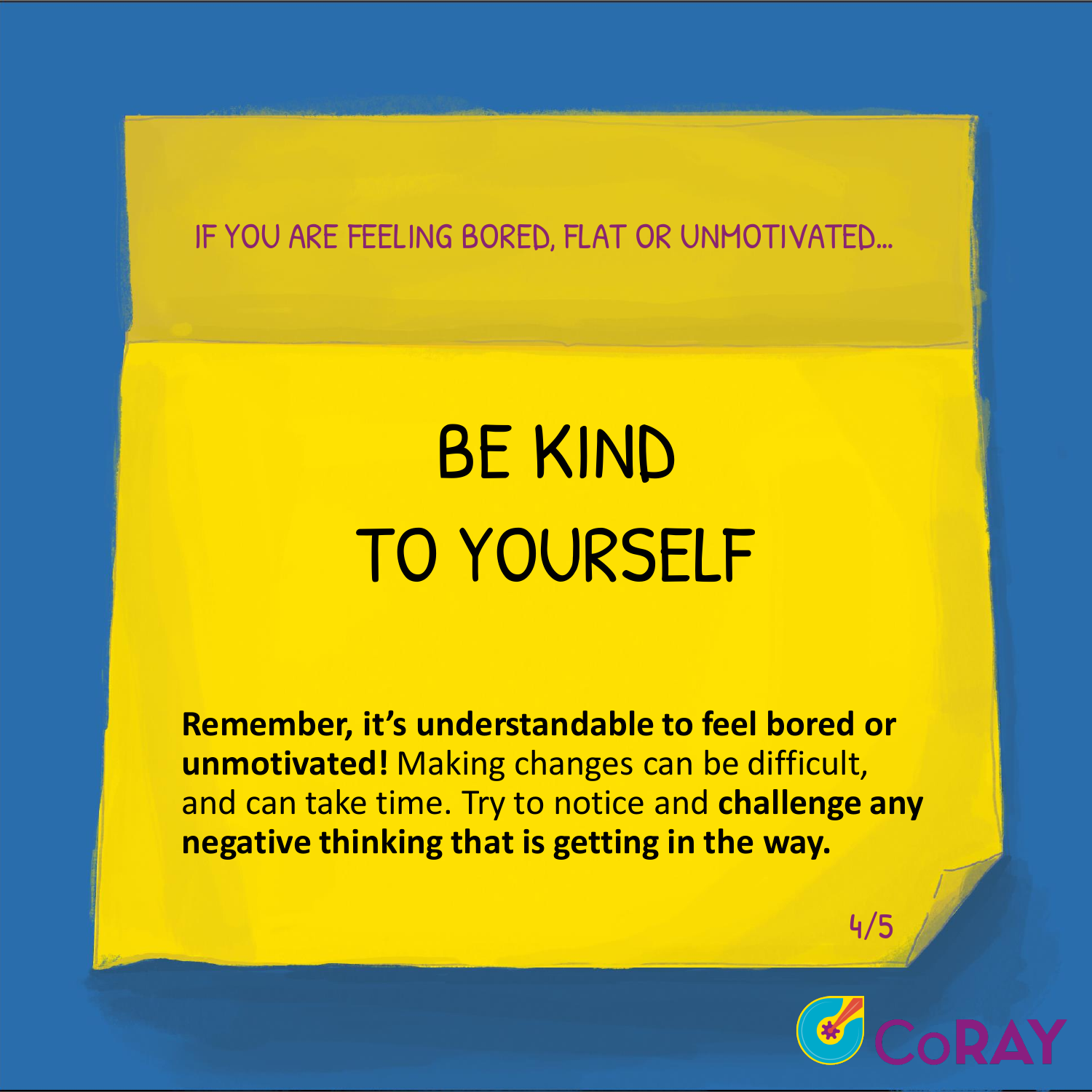IF YOU ARE FEELING BORED, FLAT OR UNMOTIVATED...

# BE KIND TO YOURSELF

**Remember, it's understandable to feel bored or unmotivated!** Making changes can be difficult, and can take time. Try to notice and **challenge any negative thinking that is getting in the way.**

CoRAY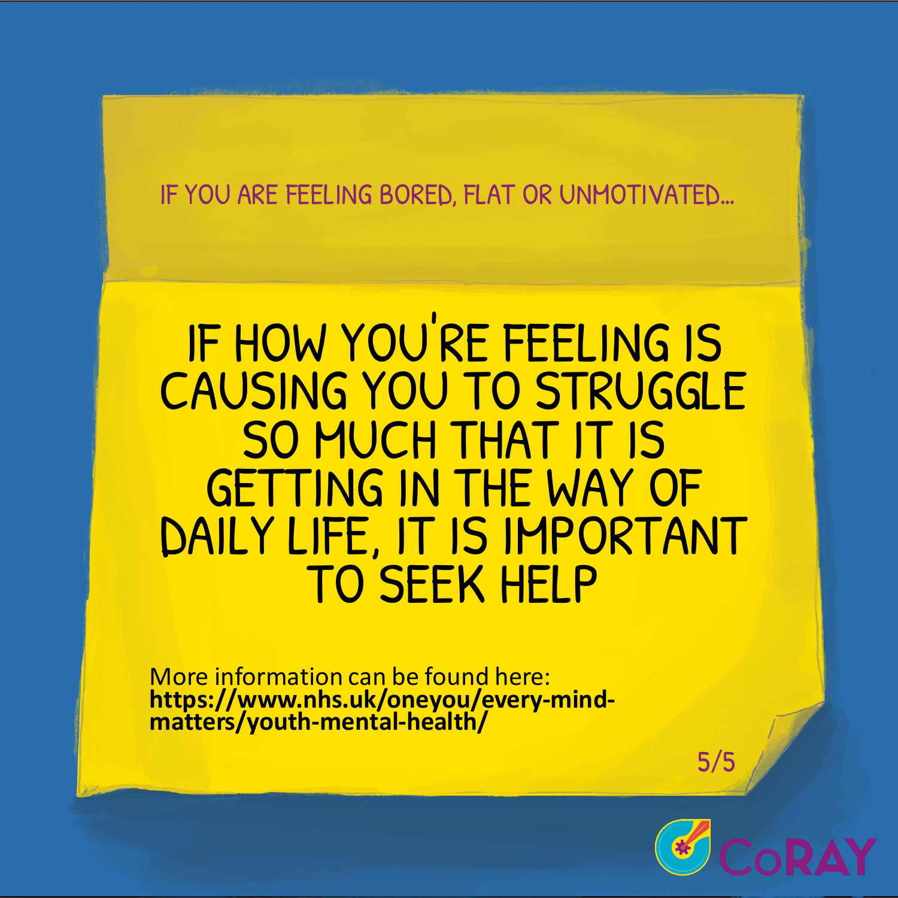IF YOU ARE FEELING BORED, FLAT OR UNMOTIVATED...

# IF HOW YOU'RE FEELING IS CAUSING YOU TO STRUGGLE SO MUCH THAT IT IS GETTING IN THE WAY OF DAILY LIFE, IT IS IMPORTANT TO SEEK HELP

More information can be found here:
**https://www.nhs.uk/oneyou/every-mind-matters/youth-mental-health/**

CoRAY